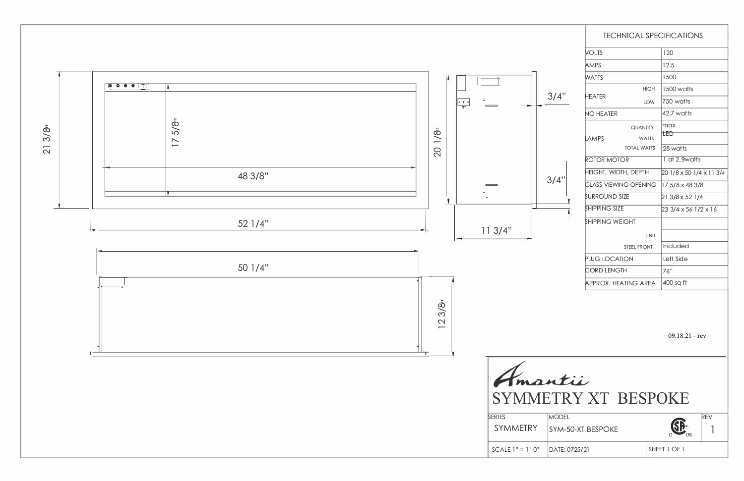21 3/8"

17 5/8"

48 3/8"

52 1/4"

20 1/8"

3/4"

3/4"

11 3/4"

50 1/4"

12 3/8"

| TECHNICAL SPECIFICATIONS | | |
|---|---|---|
| VOLTS | | 120 |
| AMPS | | 12.5 |
| WATTS | | 1500 |
| HEATER | HIGH | 1500 watts |
| | LOW | 750 watts |
| NO HEATER | | 42.7 watts |
| LAMPS | QUANTITY | max |
| | WATTS | LED |
| | TOTAL WATTS | 28 watts |
| ROTOR MOTOR | | 1 at 2.9watts |
| HEIGHT, WIDTH, DEPTH | | 20 1/8 x 50 1/4 x 11 3/4 |
| GLASS VIEWING OPENING | | 17 5/8 x 48 3/8 |
| SURROUND SIZE | | 21 3/8 x 52 1/4 |
| SHIPPING SIZE | | 23 3/4 x 56 1/2 x 16 |
| SHIPPING WEIGHT | | |
| | UNIT | |
| | STEEL FRONT | Included |
| PLUG LOCATION | | Left Side |
| CORD LENGTH | | 76" |
| APPROX. HEATING AREA | | 400 sq ft |

09.18.21 - rev

Amantii

# SYMMETRY XT BESPOKE

| SERIES | MODEL | | REV |
|---|---|---|---|
| SYMMETRY | SYM-50-XT BESPOKE | | 1 |
| SCALE 1" = 1'-0" | DATE: 0725/21 | SHEET 1 OF 1 | |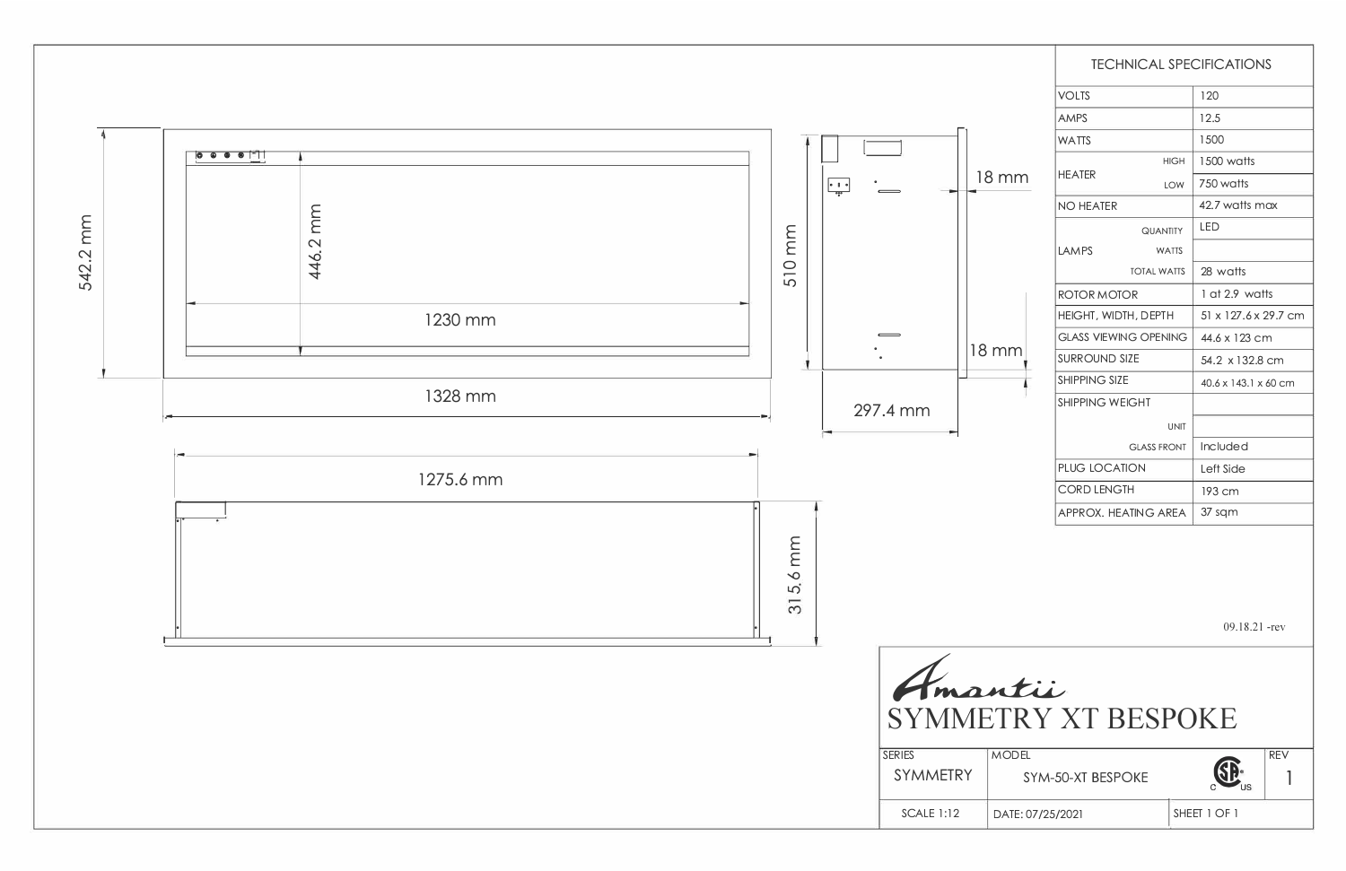542.2 mm

446.2 mm

1230 mm

1328 mm

510 mm

18 mm

18 mm

297.4 mm

1275.6 mm

315.6 mm

| TECHNICAL SPECIFICATIONS | | |
|---|---|---|
| VOLTS | | 120 |
| AMPS | | 12.5 |
| WATTS | | 1500 |
| HEATER | HIGH | 1500 watts |
| | LOW | 750 watts |
| NO HEATER | | 42.7 watts max |
| LAMPS | QUANTITY | LED |
| | WATTS | |
| | TOTAL WATTS | 28 watts |
| ROTOR MOTOR | | 1 at 2.9 watts |
| HEIGHT, WIDTH, DEPTH | | 51 x 127.6 x 29.7 cm |
| GLASS VIEWING OPENING | | 44.6 x 123 cm |
| SURROUND SIZE | | 54.2 x 132.8 cm |
| SHIPPING SIZE | | 40.6 x 143.1 x 60 cm |
| SHIPPING WEIGHT | | |
| | UNIT | |
| | GLASS FRONT | Included |
| PLUG LOCATION | | Left Side |
| CORD LENGTH | | 193 cm |
| APPROX. HEATING AREA | | 37 sqm |

09.18.21 -rev

Amantii

SYMMETRY XT BESPOKE

| SERIES | MODEL | | REV |
|---|---|---|---|
| SYMMETRY | SYM-50-XT BESPOKE | CSA C US | 1 |
| SCALE 1:12 | DATE: 07/25/2021 | SHEET 1 OF 1 | |